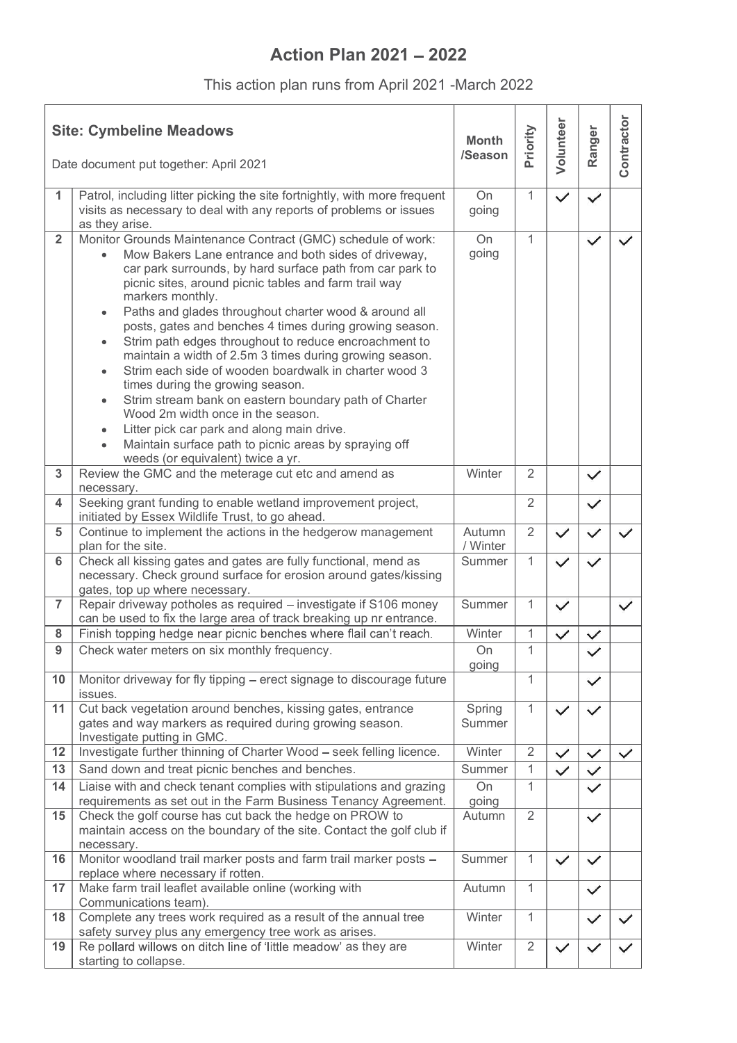# Action Plan 2021 – 2022

This action plan runs from April 2021 -March 2022

| **Site: Cymbeline Meadows**<br><br>Date document put together: April 2021 | | **Month /Season** | **Priority** | **Volunteer** | **Ranger** | **Contractor** |
|---|---|---|---|---|---|---|
| **1** | Patrol, including litter picking the site fortnightly, with more frequent visits as necessary to deal with any reports of problems or issues as they arise. | On going | 1 | ✓ | ✓ | |
| **2** | Monitor Grounds Maintenance Contract (GMC) schedule of work:<br>• Mow Bakers Lane entrance and both sides of driveway, car park surrounds, by hard surface path from car park to picnic sites, around picnic tables and farm trail way markers monthly.<br>• Paths and glades throughout charter wood & around all posts, gates and benches 4 times during growing season.<br>• Strim path edges throughout to reduce encroachment to maintain a width of 2.5m 3 times during growing season.<br>• Strim each side of wooden boardwalk in charter wood 3 times during the growing season.<br>• Strim stream bank on eastern boundary path of Charter Wood 2m width once in the season.<br>• Litter pick car park and along main drive.<br>• Maintain surface path to picnic areas by spraying off weeds (or equivalent) twice a yr. | On going | 1 | | ✓ | ✓ |
| **3** | Review the GMC and the meterage cut etc and amend as necessary. | Winter | 2 | | ✓ | |
| **4** | Seeking grant funding to enable wetland improvement project, initiated by Essex Wildlife Trust, to go ahead. | | 2 | | ✓ | |
| **5** | Continue to implement the actions in the hedgerow management plan for the site. | Autumn / Winter | 2 | ✓ | ✓ | ✓ |
| **6** | Check all kissing gates and gates are fully functional, mend as necessary. Check ground surface for erosion around gates/kissing gates, top up where necessary. | Summer | 1 | ✓ | ✓ | |
| **7** | Repair driveway potholes as required – investigate if S106 money can be used to fix the large area of track breaking up nr entrance. | Summer | 1 | ✓ | | ✓ |
| **8** | Finish topping hedge near picnic benches where flail can't reach. | Winter | 1 | ✓ | ✓ | |
| **9** | Check water meters on six monthly frequency. | On going | 1 | | ✓ | |
| **10** | Monitor driveway for fly tipping – erect signage to discourage future issues. | | 1 | | ✓ | |
| **11** | Cut back vegetation around benches, kissing gates, entrance gates and way markers as required during growing season. Investigate putting in GMC. | Spring Summer | 1 | ✓ | ✓ | |
| **12** | Investigate further thinning of Charter Wood – seek felling licence. | Winter | 2 | ✓ | ✓ | ✓ |
| **13** | Sand down and treat picnic benches and benches. | Summer | 1 | ✓ | ✓ | |
| **14** | Liaise with and check tenant complies with stipulations and grazing requirements as set out in the Farm Business Tenancy Agreement. | On going | 1 | | ✓ | |
| **15** | Check the golf course has cut back the hedge on PROW to maintain access on the boundary of the site. Contact the golf club if necessary. | Autumn | 2 | | ✓ | |
| **16** | Monitor woodland trail marker posts and farm trail marker posts – replace where necessary if rotten. | Summer | 1 | ✓ | ✓ | |
| **17** | Make farm trail leaflet available online (working with Communications team). | Autumn | 1 | | ✓ | |
| **18** | Complete any trees work required as a result of the annual tree safety survey plus any emergency tree work as arises. | Winter | 1 | | ✓ | ✓ |
| **19** | Re pollard willows on ditch line of 'little meadow' as they are starting to collapse. | Winter | 2 | ✓ | ✓ | ✓ |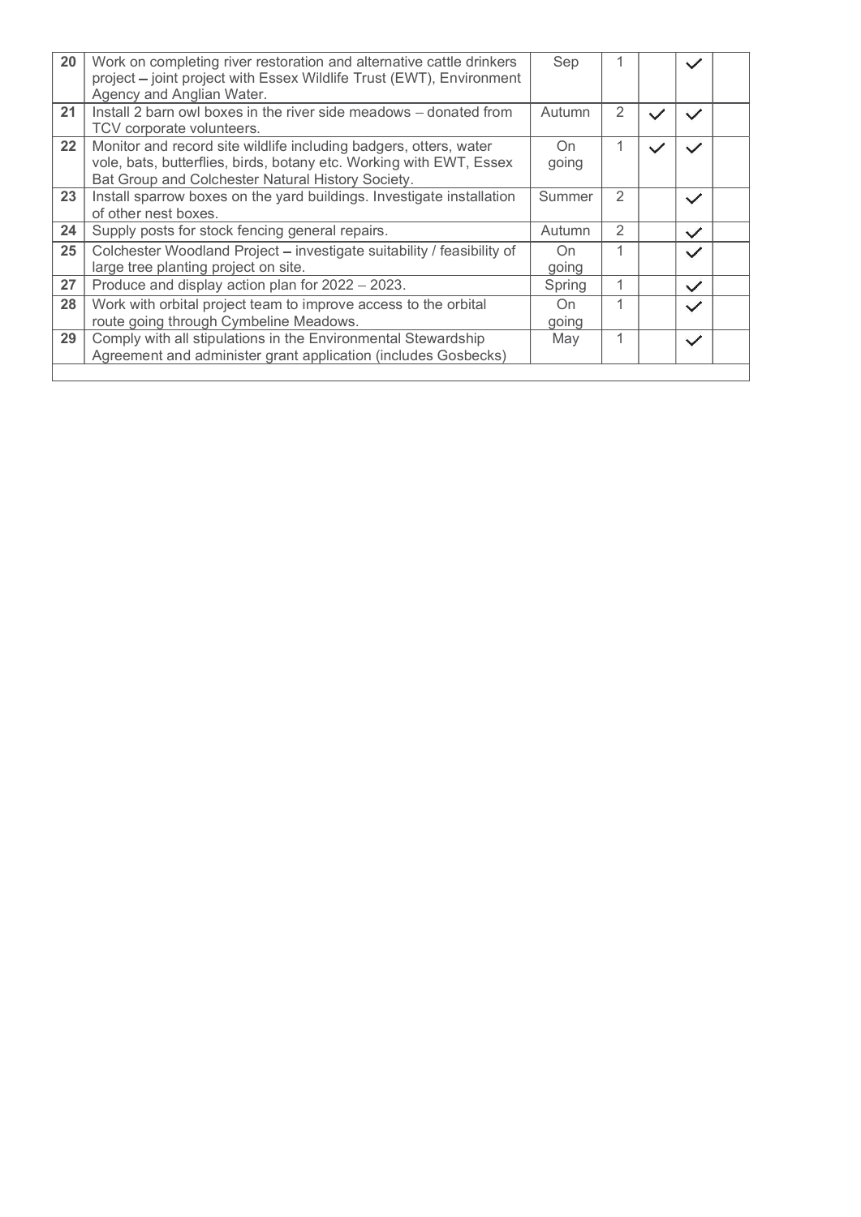| | | | | | | |
|---|---|---|---|---|---|---|
| **20** | Work on completing river restoration and alternative cattle drinkers project – joint project with Essex Wildlife Trust (EWT), Environment Agency and Anglian Water. | Sep | 1 | | ✓ | |
| **21** | Install 2 barn owl boxes in the river side meadows – donated from TCV corporate volunteers. | Autumn | 2 | ✓ | ✓ | |
| **22** | Monitor and record site wildlife including badgers, otters, water vole, bats, butterflies, birds, botany etc. Working with EWT, Essex Bat Group and Colchester Natural History Society. | On going | 1 | ✓ | ✓ | |
| **23** | Install sparrow boxes on the yard buildings. Investigate installation of other nest boxes. | Summer | 2 | | ✓ | |
| **24** | Supply posts for stock fencing general repairs. | Autumn | 2 | | ✓ | |
| **25** | Colchester Woodland Project – investigate suitability / feasibility of large tree planting project on site. | On going | 1 | | ✓ | |
| **27** | Produce and display action plan for 2022 – 2023. | Spring | 1 | | ✓ | |
| **28** | Work with orbital project team to improve access to the orbital route going through Cymbeline Meadows. | On going | 1 | | ✓ | |
| **29** | Comply with all stipulations in the Environmental Stewardship Agreement and administer grant application (includes Gosbecks) | May | 1 | | ✓ | |